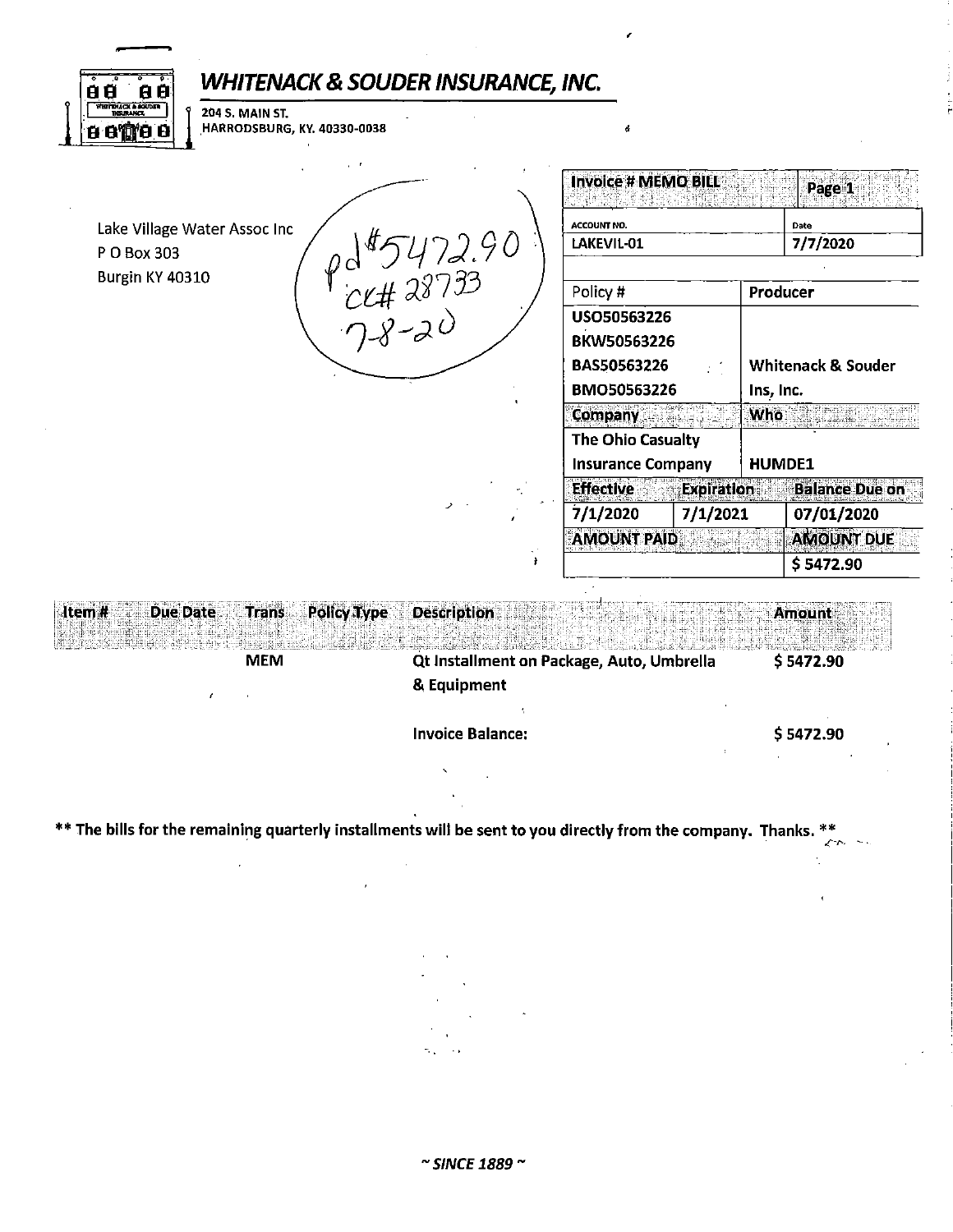# WHITENACK & SOUDER INSURANCE, INC.

204 S. MAIN ST.
HARRODSBURG, KY. 40330-0038

Lake Village Water Assoc Inc
P O Box 303
Burgin KY 40310

pd #5472.90
ck# 28733
7-8-20

| Invoice # MEMO BILL | | | Page 1 |
|---|---|---|---|
| ACCOUNT NO. | | | Date |
| LAKEVIL-01 | | | 7/7/2020 |
| Policy # | | Producer | |
| USO50563226 BKW50563226 BAS50563226 BMO50563226 | | Whitenack & Souder Ins, Inc. | |
| Company | | Who | |
| The Ohio Casualty Insurance Company | | HUMDE1 | |
| Effective | Expiration | | Balance Due on |
| 7/1/2020 | 7/1/2021 | | 07/01/2020 |
| AMOUNT PAID | | | AMOUNT DUE |
| | | | $ 5472.90 |

| Item # | Due Date | Trans | Policy Type | Description | Amount |
|---|---|---|---|---|---|
| | | MEM | | Qt Installment on Package, Auto, Umbrella & Equipment | $ 5472.90 |
| | | | | Invoice Balance: | $ 5472.90 |

** The bills for the remaining quarterly installments will be sent to you directly from the company. Thanks. **

~ SINCE 1889 ~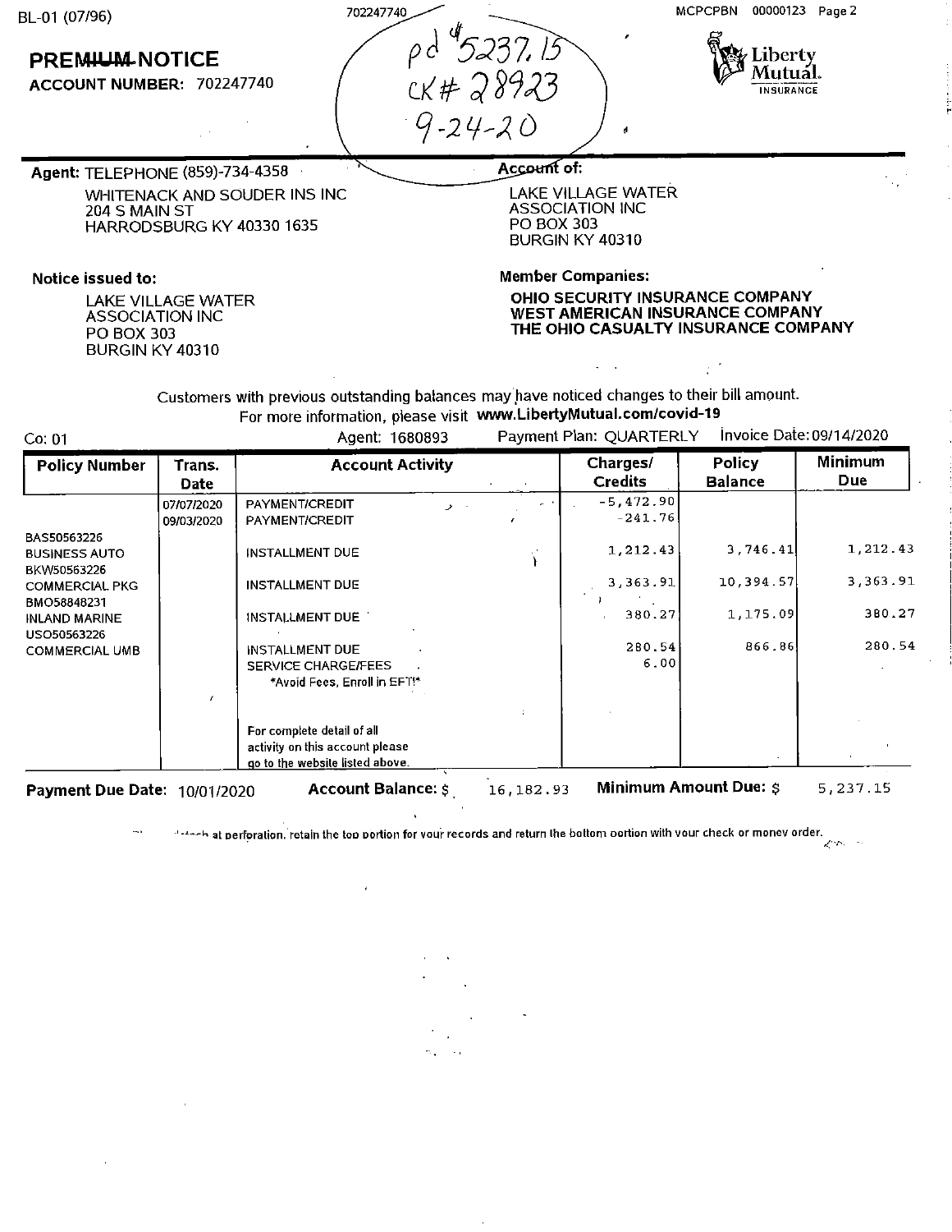BL-01 (07/96)

702247740

MCPCPBN 00000123

## PREMIUM NOTICE

**ACCOUNT NUMBER:** 702247740

pd $5237.15
CK# 28923
9-24-20

Liberty Mutual. INSURANCE

**Agent:** TELEPHONE (859)-734-4358

WHITENACK AND SOUDER INS INC
204 S MAIN ST
HARRODSBURG KY 40330 1635

**Account of:**

LAKE VILLAGE WATER
ASSOCIATION INC
PO BOX 303
BURGIN KY 40310

**Notice issued to:**

LAKE VILLAGE WATER
ASSOCIATION INC
PO BOX 303
BURGIN KY 40310

**Member Companies:**

**OHIO SECURITY INSURANCE COMPANY**
**WEST AMERICAN INSURANCE COMPANY**
**THE OHIO CASUALTY INSURANCE COMPANY**

Customers with previous outstanding balances may have noticed changes to their bill amount.
For more information, please visit **www.LibertyMutual.com/covid-19**

Co: 01 | Agent: 1680893 | Payment Plan: QUARTERLY | Invoice Date: 09/14/2020

| Policy Number | Trans. Date | Account Activity | Charges/ Credits | Policy Balance | Minimum Due |
|---|---|---|---|---|---|
| | 07/07/2020 | PAYMENT/CREDIT | -5,472.90 | | |
| | 09/03/2020 | PAYMENT/CREDIT | -241.76 | | |
| BAS50563226 BUSINESS AUTO | | INSTALLMENT DUE | 1,212.43 | 3,746.41 | 1,212.43 |
| BKW50563226 COMMERCIAL PKG | | INSTALLMENT DUE | 3,363.91 | 10,394.57 | 3,363.91 |
| BMO58848231 INLAND MARINE | | INSTALLMENT DUE | 380.27 | 1,175.09 | 380.27 |
| USO50563226 COMMERCIAL UMB | | INSTALLMENT DUE | 280.54 | 866.86 | 280.54 |
| | | SERVICE CHARGE/FEES *Avoid Fees, Enroll in EFT!* | 6.00 | | |
| | | For complete detail of all activity on this account please go to the website listed above. | | | |

**Payment Due Date:** 10/01/2020 **Account Balance: $** 16,182.93 **Minimum Amount Due: $** 5,237.15

Detach at perforation, retain the top portion for your records and return the bottom portion with your check or money order.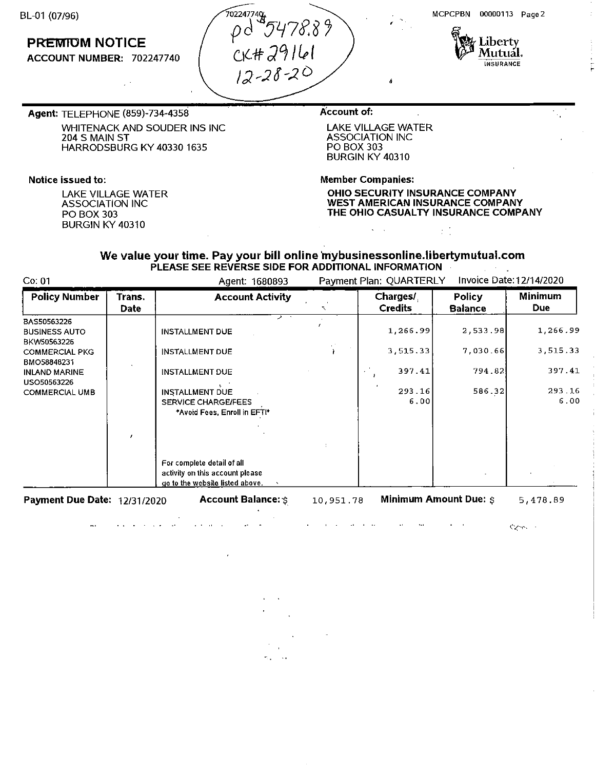BL-01 (07/96)

# PREMIUM NOTICE

**ACCOUNT NUMBER:** 702247740

702247740
pd $547889
CK# 29161
12-28-20

MCPCPBN 00000113 Page 2

Liberty Mutual. INSURANCE

**Agent:** TELEPHONE (859)-734-4358

WHITENACK AND SOUDER INS INC
204 S MAIN ST
HARRODSBURG KY 40330 1635

**Account of:**

LAKE VILLAGE WATER
ASSOCIATION INC
PO BOX 303
BURGIN KY 40310

**Notice issued to:**

LAKE VILLAGE WATER
ASSOCIATION INC
PO BOX 303
BURGIN KY 40310

**Member Companies:**

**OHIO SECURITY INSURANCE COMPANY**
**WEST AMERICAN INSURANCE COMPANY**
**THE OHIO CASUALTY INSURANCE COMPANY**

**We value your time. Pay your bill online mybusinessonline.libertymutual.com**
**PLEASE SEE REVERSE SIDE FOR ADDITIONAL INFORMATION**

Co: 01 | Agent: 1680893 | Payment Plan: QUARTERLY | Invoice Date: 12/14/2020

| Policy Number | Trans. Date | Account Activity | Charges/ Credits | Policy Balance | Minimum Due |
|---|---|---|---|---|---|
| BAS50563226 BUSINESS AUTO | | INSTALLMENT DUE | 1,266.99 | 2,533.98 | 1,266.99 |
| BKW50563226 COMMERCIAL PKG | | INSTALLMENT DUE | 3,515.33 | 7,030.66 | 3,515.33 |
| BMO58848231 INLAND MARINE | | INSTALLMENT DUE | 397.41 | 794.82 | 397.41 |
| USO50563226 COMMERCIAL UMB | | INSTALLMENT DUE | 293.16 | 586.32 | 293.16 |
| | | SERVICE CHARGE/FEES *Avoid Fees, Enroll in EFT* | 6.00 | | 6.00 |
| | | For complete detail of all activity on this account please go to the website listed above. | | | |

**Payment Due Date:** 12/31/2020 **Account Balance:** $ 10,951.78 **Minimum Amount Due:** $ 5,478.89